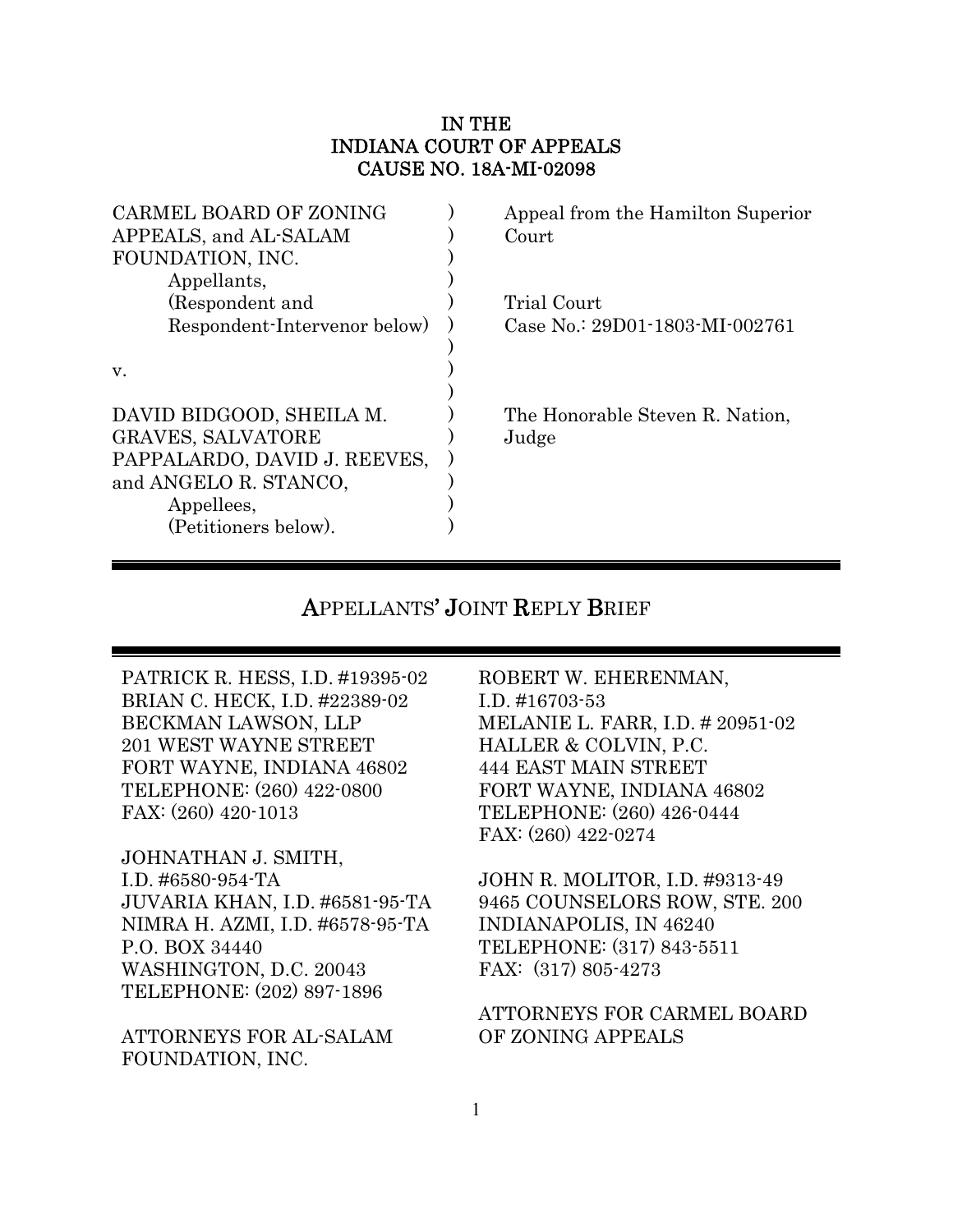**IN THE**
**INDIANA COURT OF APPEALS**
**CAUSE NO. 18A-MI-02098**

CARMEL BOARD OF ZONING APPEALS, and AL-SALAM FOUNDATION, INC.
Appellants,
(Respondent and Respondent-Intervenor below)

v.

DAVID BIDGOOD, SHEILA M. GRAVES, SALVATORE PAPPALARDO, DAVID J. REEVES, and ANGELO R. STANCO,
Appellees,
(Petitioners below).

Appeal from the Hamilton Superior Court

Trial Court
Case No.: 29D01-1803-MI-002761

The Honorable Steven R. Nation, Judge

---

# APPELLANTS' JOINT REPLY BRIEF

---

PATRICK R. HESS, I.D. #19395-02
BRIAN C. HECK, I.D. #22389-02
BECKMAN LAWSON, LLP
201 WEST WAYNE STREET
FORT WAYNE, INDIANA 46802
TELEPHONE: (260) 422-0800
FAX: (260) 420-1013

JOHNATHAN J. SMITH,
I.D. #6580-954-TA
JUVARIA KHAN, I.D. #6581-95-TA
NIMRA H. AZMI, I.D. #6578-95-TA
P.O. BOX 34440
WASHINGTON, D.C. 20043
TELEPHONE: (202) 897-1896

ATTORNEYS FOR AL-SALAM FOUNDATION, INC.

ROBERT W. EHERENMAN,
I.D. #16703-53
MELANIE L. FARR, I.D. # 20951-02
HALLER & COLVIN, P.C.
444 EAST MAIN STREET
FORT WAYNE, INDIANA 46802
TELEPHONE: (260) 426-0444
FAX: (260) 422-0274

JOHN R. MOLITOR, I.D. #9313-49
9465 COUNSELORS ROW, STE. 200
INDIANAPOLIS, IN 46240
TELEPHONE: (317) 843-5511
FAX: (317) 805-4273

ATTORNEYS FOR CARMEL BOARD OF ZONING APPEALS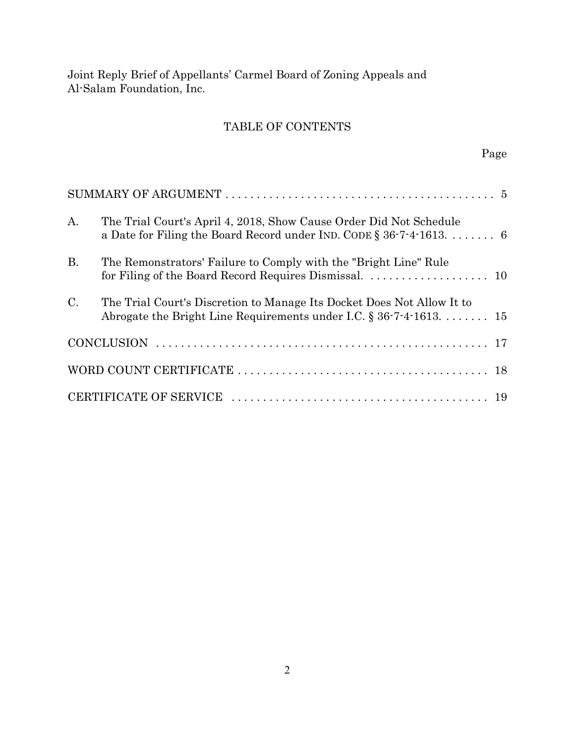Joint Reply Brief of Appellants' Carmel Board of Zoning Appeals and Al-Salam Foundation, Inc.

# TABLE OF CONTENTS

| | | Page |
|---|---|---|
| SUMMARY OF ARGUMENT | | 5 |
| A. | The Trial Court's April 4, 2018, Show Cause Order Did Not Schedule a Date for Filing the Board Record under IND. CODE § 36-7-4-1613. | 6 |
| B. | The Remonstrators' Failure to Comply with the "Bright Line" Rule for Filing of the Board Record Requires Dismissal. | 10 |
| C. | The Trial Court's Discretion to Manage Its Docket Does Not Allow It to Abrogate the Bright Line Requirements under I.C. § 36-7-4-1613. | 15 |
| CONCLUSION | | 17 |
| WORD COUNT CERTIFICATE | | 18 |
| CERTIFICATE OF SERVICE | | 19 |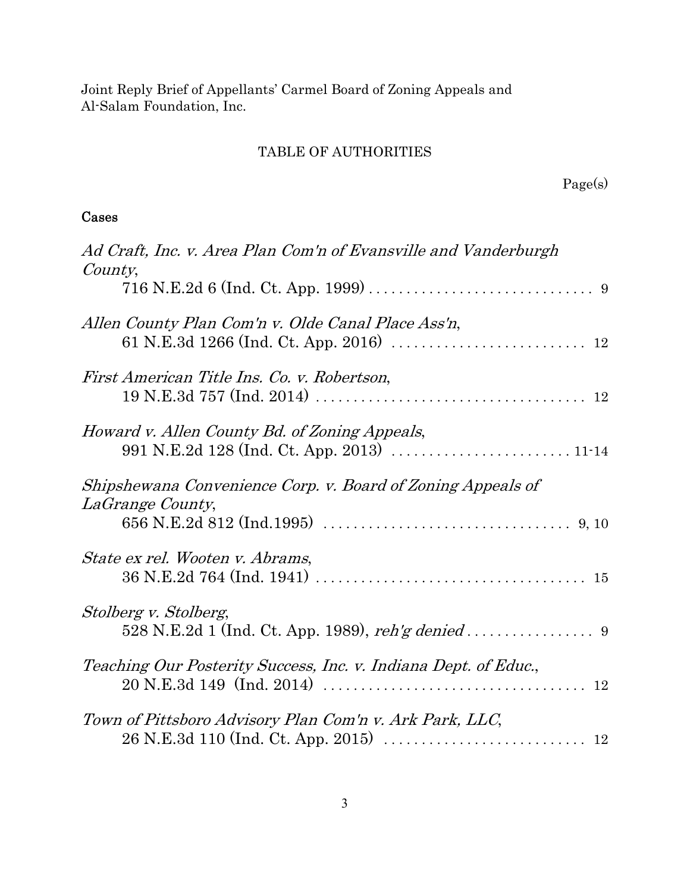Joint Reply Brief of Appellants' Carmel Board of Zoning Appeals and Al-Salam Foundation, Inc.

## TABLE OF AUTHORITIES

Page(s)

### Cases

*Ad Craft, Inc. v. Area Plan Com'n of Evansville and Vanderburgh County*,
716 N.E.2d 6 (Ind. Ct. App. 1999) . . . . . . . . . . . . . . . . . . . . . . . . . . . . . 9

*Allen County Plan Com'n v. Olde Canal Place Ass'n*,
61 N.E.3d 1266 (Ind. Ct. App. 2016) . . . . . . . . . . . . . . . . . . . . . . . . . . 12

*First American Title Ins. Co. v. Robertson*,
19 N.E.3d 757 (Ind. 2014) . . . . . . . . . . . . . . . . . . . . . . . . . . . . . . . . . . . 12

*Howard v. Allen County Bd. of Zoning Appeals*,
991 N.E.2d 128 (Ind. Ct. App. 2013) . . . . . . . . . . . . . . . . . . . . . . . 11-14

*Shipshewana Convenience Corp. v. Board of Zoning Appeals of LaGrange County*,
656 N.E.2d 812 (Ind.1995) . . . . . . . . . . . . . . . . . . . . . . . . . . . . . . . . 9, 10

*State ex rel. Wooten v. Abrams*,
36 N.E.2d 764 (Ind. 1941) . . . . . . . . . . . . . . . . . . . . . . . . . . . . . . . . . . . 15

*Stolberg v. Stolberg*,
528 N.E.2d 1 (Ind. Ct. App. 1989), *reh'g denied* . . . . . . . . . . . . . . . . . 9

*Teaching Our Posterity Success, Inc. v. Indiana Dept. of Educ.*,
20 N.E.3d 149 (Ind. 2014) . . . . . . . . . . . . . . . . . . . . . . . . . . . . . . . . . . 12

*Town of Pittsboro Advisory Plan Com'n v. Ark Park, LLC*,
26 N.E.3d 110 (Ind. Ct. App. 2015) . . . . . . . . . . . . . . . . . . . . . . . . . . . 12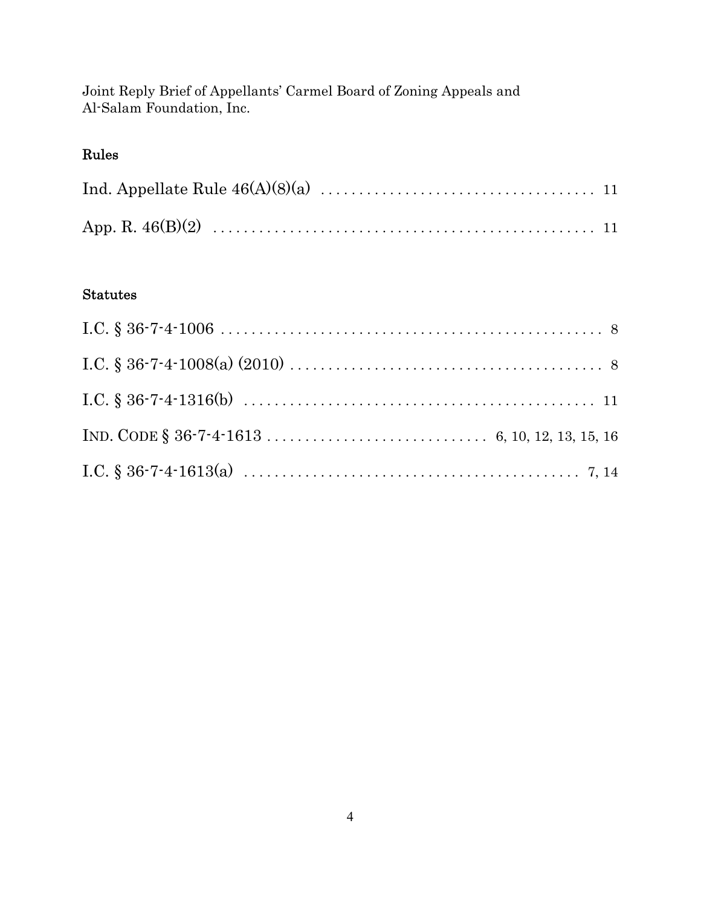Joint Reply Brief of Appellants' Carmel Board of Zoning Appeals and Al-Salam Foundation, Inc.

**Rules**

Ind. Appellate Rule 46(A)(8)(a) .................................... 11

App. R. 46(B)(2) .................................................. 11

**Statutes**

I.C. § 36-7-4-1006 .................................................. 8

I.C. § 36-7-4-1008(a) (2010) ........................................ 8

I.C. § 36-7-4-1316(b) .............................................. 11

IND. CODE § 36-7-4-1613 ............................. 6, 10, 12, 13, 15, 16

I.C. § 36-7-4-1613(a) ............................................ 7, 14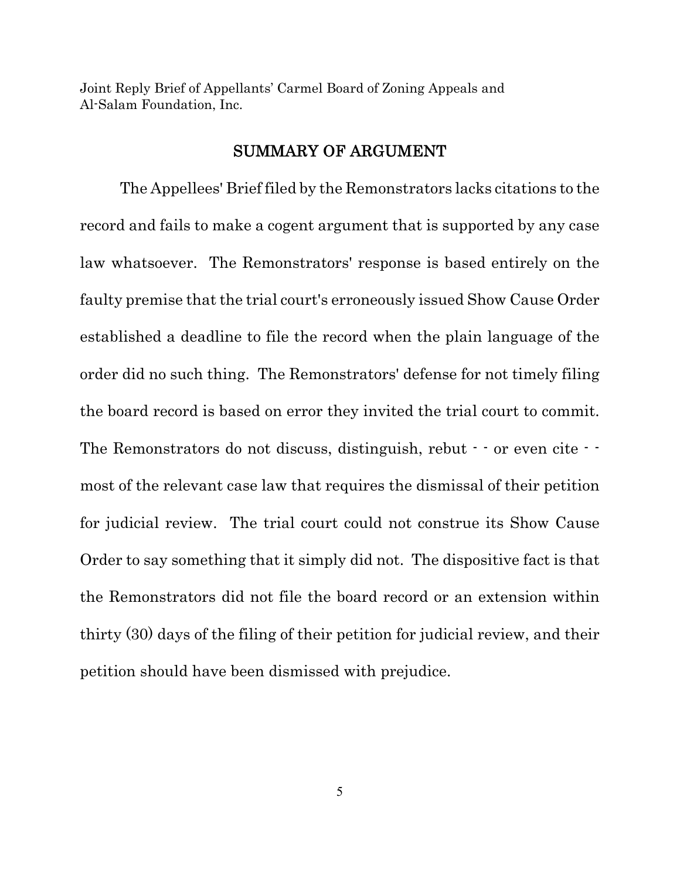## SUMMARY OF ARGUMENT

The Appellees' Brief filed by the Remonstrators lacks citations to the record and fails to make a cogent argument that is supported by any case law whatsoever. The Remonstrators' response is based entirely on the faulty premise that the trial court's erroneously issued Show Cause Order established a deadline to file the record when the plain language of the order did no such thing. The Remonstrators' defense for not timely filing the board record is based on error they invited the trial court to commit. The Remonstrators do not discuss, distinguish, rebut - - or even cite - - most of the relevant case law that requires the dismissal of their petition for judicial review. The trial court could not construe its Show Cause Order to say something that it simply did not. The dispositive fact is that the Remonstrators did not file the board record or an extension within thirty (30) days of the filing of their petition for judicial review, and their petition should have been dismissed with prejudice.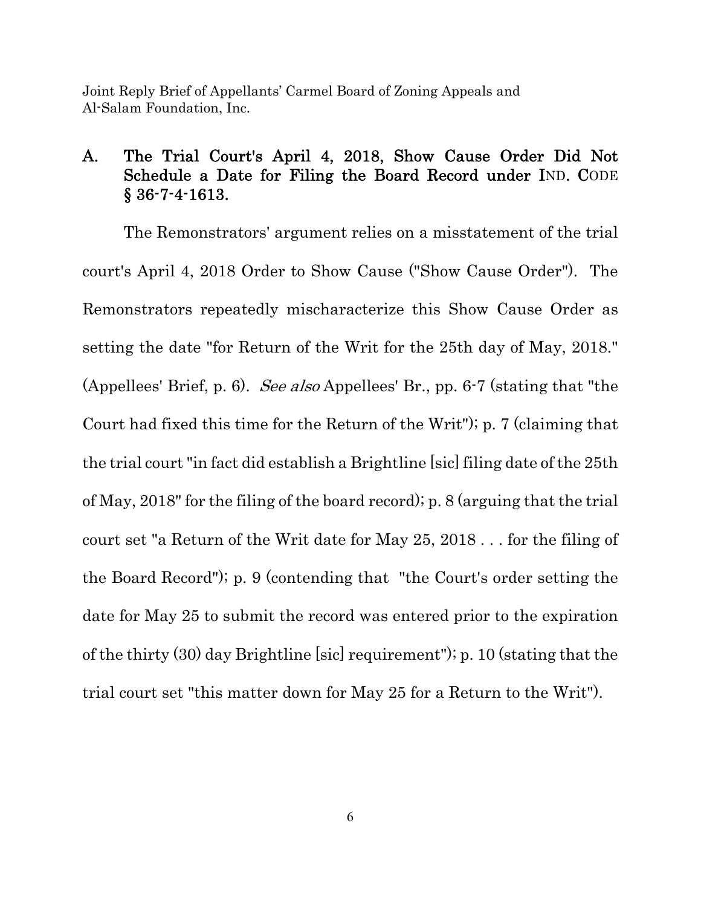## A. The Trial Court's April 4, 2018, Show Cause Order Did Not Schedule a Date for Filing the Board Record under IND. CODE § 36-7-4-1613.

The Remonstrators' argument relies on a misstatement of the trial court's April 4, 2018 Order to Show Cause ("Show Cause Order"). The Remonstrators repeatedly mischaracterize this Show Cause Order as setting the date "for Return of the Writ for the 25th day of May, 2018." (Appellees' Brief, p. 6). *See also* Appellees' Br., pp. 6-7 (stating that "the Court had fixed this time for the Return of the Writ"); p. 7 (claiming that the trial court "in fact did establish a Brightline [sic] filing date of the 25th of May, 2018" for the filing of the board record); p. 8 (arguing that the trial court set "a Return of the Writ date for May 25, 2018 . . . for the filing of the Board Record"); p. 9 (contending that "the Court's order setting the date for May 25 to submit the record was entered prior to the expiration of the thirty (30) day Brightline [sic] requirement"); p. 10 (stating that the trial court set "this matter down for May 25 for a Return to the Writ").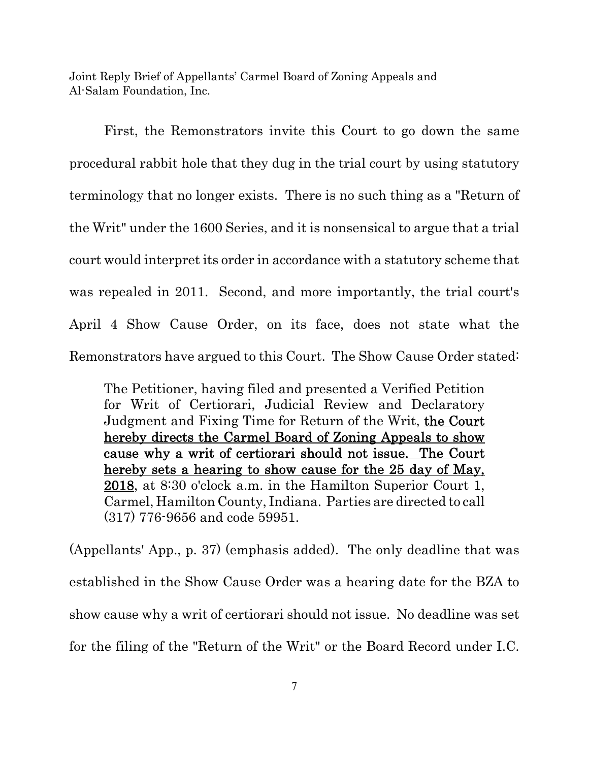First, the Remonstrators invite this Court to go down the same procedural rabbit hole that they dug in the trial court by using statutory terminology that no longer exists. There is no such thing as a "Return of the Writ" under the 1600 Series, and it is nonsensical to argue that a trial court would interpret its order in accordance with a statutory scheme that was repealed in 2011. Second, and more importantly, the trial court's April 4 Show Cause Order, on its face, does not state what the Remonstrators have argued to this Court. The Show Cause Order stated:

> The Petitioner, having filed and presented a Verified Petition for Writ of Certiorari, Judicial Review and Declaratory Judgment and Fixing Time for Return of the Writ, <u>the Court hereby directs the Carmel Board of Zoning Appeals to show cause why a writ of certiorari should not issue. The Court hereby sets a hearing to show cause for the 25 day of May, 2018</u>, at 8:30 o'clock a.m. in the Hamilton Superior Court 1, Carmel, Hamilton County, Indiana. Parties are directed to call (317) 776-9656 and code 59951.

(Appellants' App., p. 37) (emphasis added). The only deadline that was established in the Show Cause Order was a hearing date for the BZA to show cause why a writ of certiorari should not issue. No deadline was set for the filing of the "Return of the Writ" or the Board Record under I.C.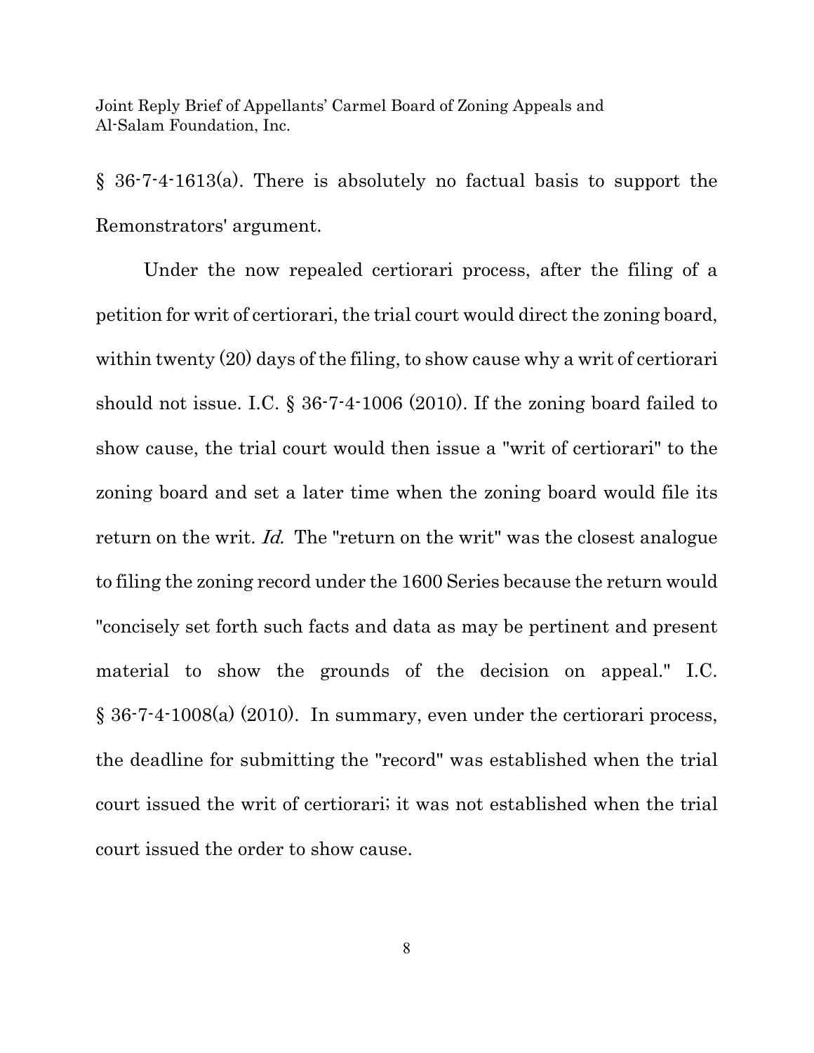§ 36-7-4-1613(a). There is absolutely no factual basis to support the Remonstrators' argument.

Under the now repealed certiorari process, after the filing of a petition for writ of certiorari, the trial court would direct the zoning board, within twenty (20) days of the filing, to show cause why a writ of certiorari should not issue. I.C. § 36-7-4-1006 (2010). If the zoning board failed to show cause, the trial court would then issue a "writ of certiorari" to the zoning board and set a later time when the zoning board would file its return on the writ. *Id.* The "return on the writ" was the closest analogue to filing the zoning record under the 1600 Series because the return would "concisely set forth such facts and data as may be pertinent and present material to show the grounds of the decision on appeal." I.C. § 36-7-4-1008(a) (2010). In summary, even under the certiorari process, the deadline for submitting the "record" was established when the trial court issued the writ of certiorari; it was not established when the trial court issued the order to show cause.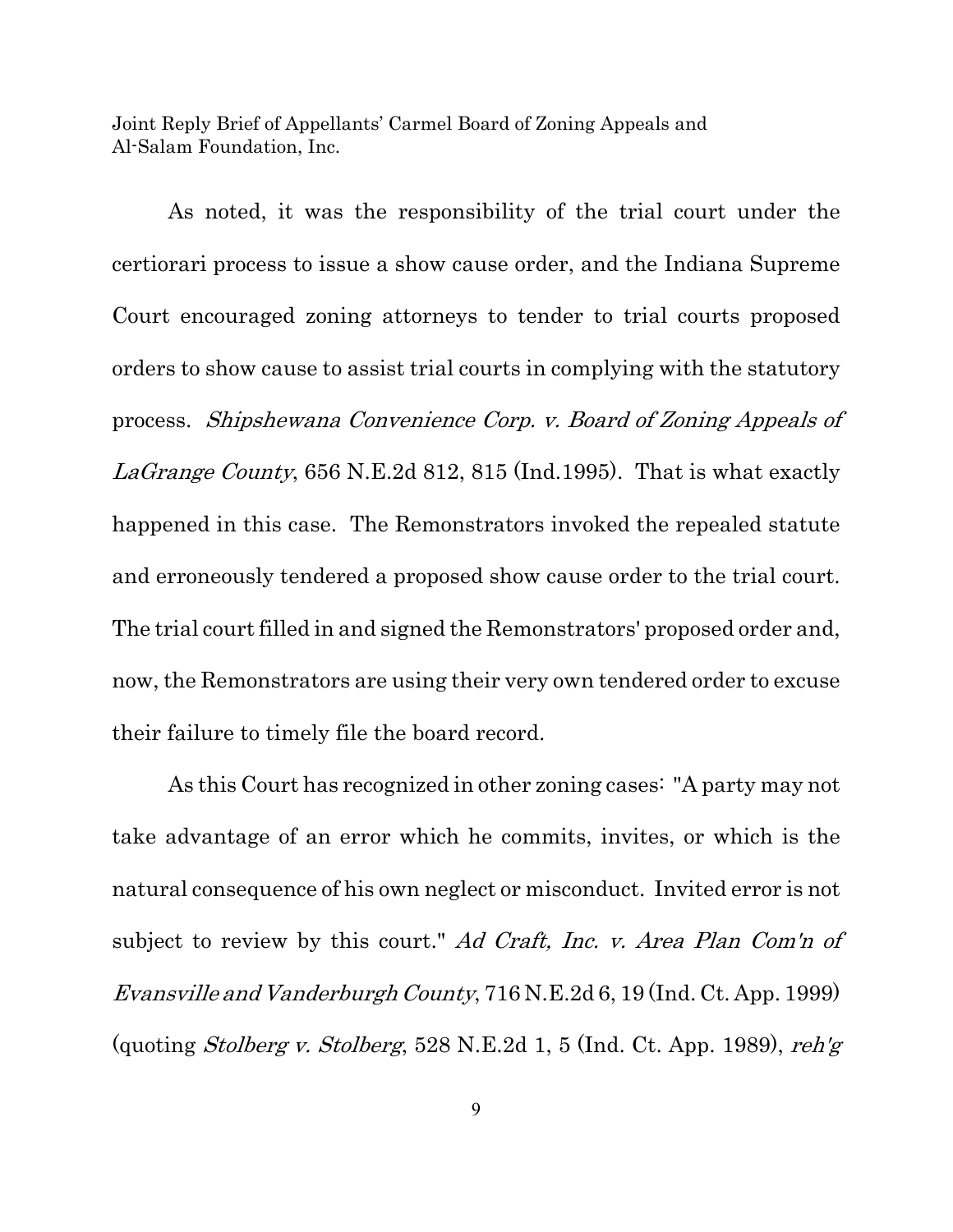As noted, it was the responsibility of the trial court under the certiorari process to issue a show cause order, and the Indiana Supreme Court encouraged zoning attorneys to tender to trial courts proposed orders to show cause to assist trial courts in complying with the statutory process. *Shipshewana Convenience Corp. v. Board of Zoning Appeals of LaGrange County*, 656 N.E.2d 812, 815 (Ind.1995). That is what exactly happened in this case. The Remonstrators invoked the repealed statute and erroneously tendered a proposed show cause order to the trial court. The trial court filled in and signed the Remonstrators' proposed order and, now, the Remonstrators are using their very own tendered order to excuse their failure to timely file the board record.

As this Court has recognized in other zoning cases: "A party may not take advantage of an error which he commits, invites, or which is the natural consequence of his own neglect or misconduct. Invited error is not subject to review by this court." *Ad Craft, Inc. v. Area Plan Com'n of Evansville and Vanderburgh County*, 716 N.E.2d 6, 19 (Ind. Ct. App. 1999) (quoting *Stolberg v. Stolberg*, 528 N.E.2d 1, 5 (Ind. Ct. App. 1989), *reh'g*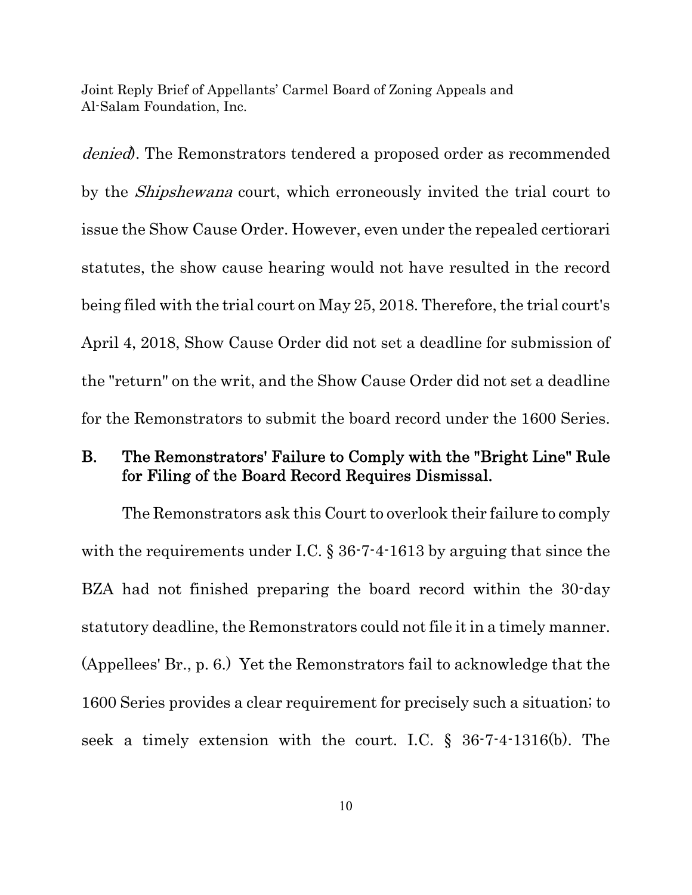*denied*). The Remonstrators tendered a proposed order as recommended by the *Shipshewana* court, which erroneously invited the trial court to issue the Show Cause Order. However, even under the repealed certiorari statutes, the show cause hearing would not have resulted in the record being filed with the trial court on May 25, 2018. Therefore, the trial court's April 4, 2018, Show Cause Order did not set a deadline for submission of the "return" on the writ, and the Show Cause Order did not set a deadline for the Remonstrators to submit the board record under the 1600 Series.

## B. The Remonstrators' Failure to Comply with the "Bright Line" Rule for Filing of the Board Record Requires Dismissal.

The Remonstrators ask this Court to overlook their failure to comply with the requirements under I.C. § 36-7-4-1613 by arguing that since the BZA had not finished preparing the board record within the 30-day statutory deadline, the Remonstrators could not file it in a timely manner. (Appellees' Br., p. 6.) Yet the Remonstrators fail to acknowledge that the 1600 Series provides a clear requirement for precisely such a situation; to seek a timely extension with the court. I.C. § 36-7-4-1316(b). The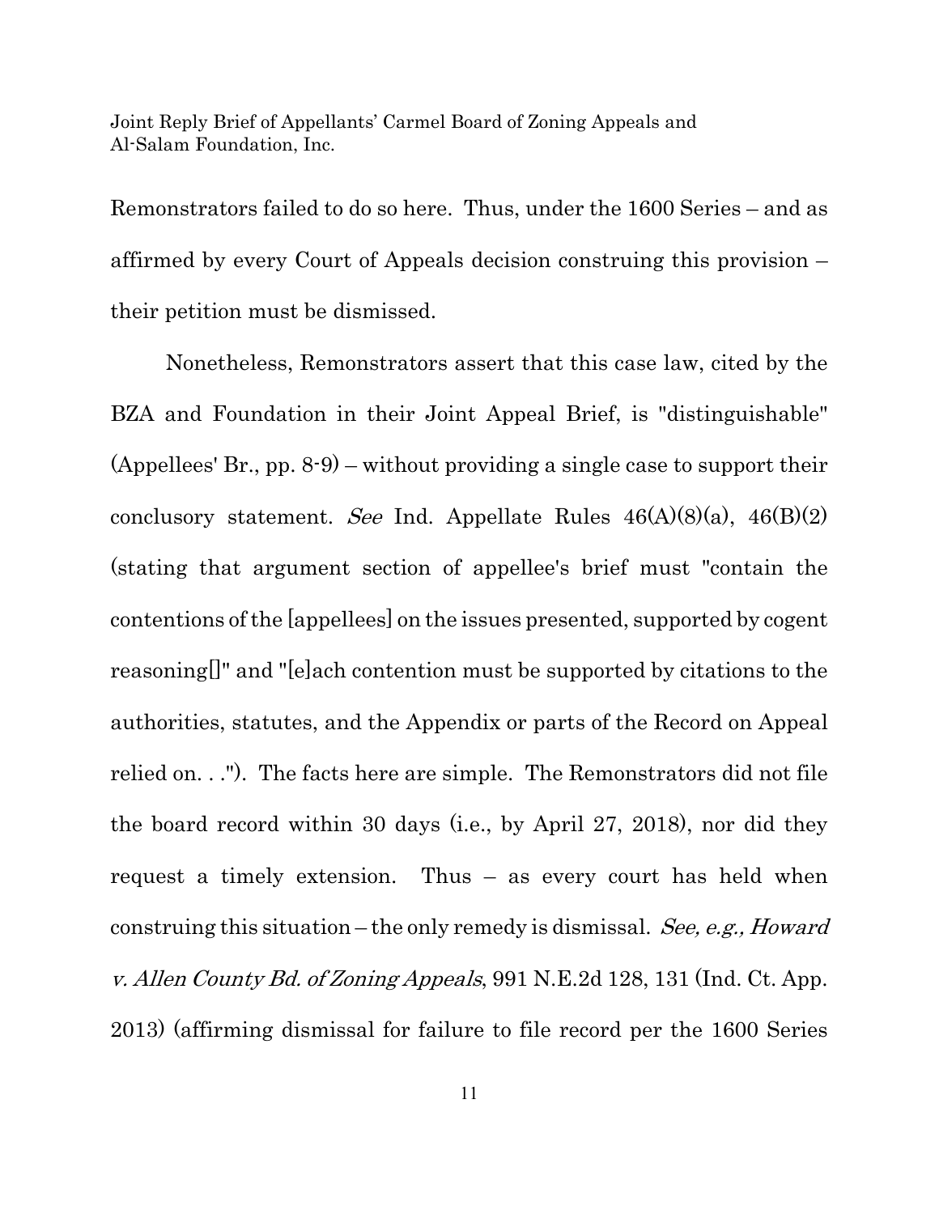Remonstrators failed to do so here. Thus, under the 1600 Series – and as affirmed by every Court of Appeals decision construing this provision – their petition must be dismissed.

Nonetheless, Remonstrators assert that this case law, cited by the BZA and Foundation in their Joint Appeal Brief, is "distinguishable" (Appellees' Br., pp. 8-9) – without providing a single case to support their conclusory statement. *See* Ind. Appellate Rules 46(A)(8)(a), 46(B)(2) (stating that argument section of appellee's brief must "contain the contentions of the [appellees] on the issues presented, supported by cogent reasoning[]" and "[e]ach contention must be supported by citations to the authorities, statutes, and the Appendix or parts of the Record on Appeal relied on. . ."). The facts here are simple. The Remonstrators did not file the board record within 30 days (i.e., by April 27, 2018), nor did they request a timely extension. Thus – as every court has held when construing this situation – the only remedy is dismissal. *See, e.g., Howard v. Allen County Bd. of Zoning Appeals*, 991 N.E.2d 128, 131 (Ind. Ct. App. 2013) (affirming dismissal for failure to file record per the 1600 Series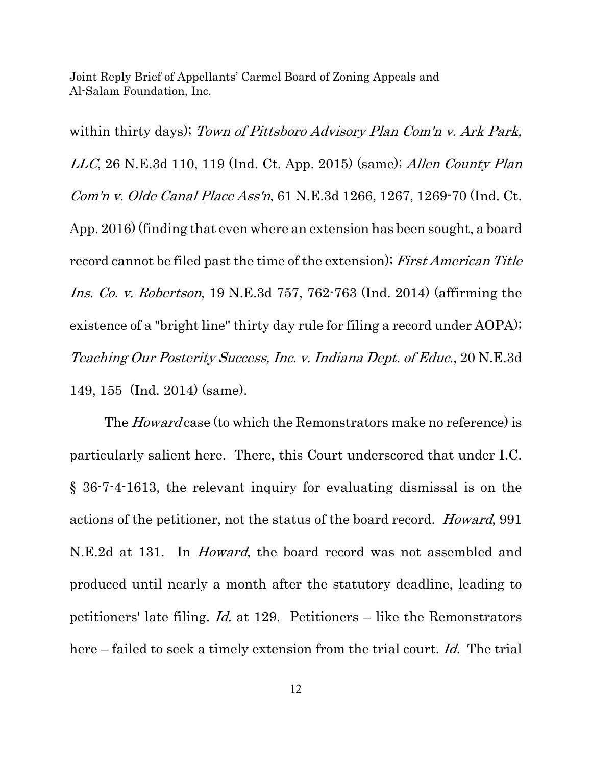within thirty days); *Town of Pittsboro Advisory Plan Com'n v. Ark Park, LLC*, 26 N.E.3d 110, 119 (Ind. Ct. App. 2015) (same); *Allen County Plan Com'n v. Olde Canal Place Ass'n*, 61 N.E.3d 1266, 1267, 1269-70 (Ind. Ct. App. 2016) (finding that even where an extension has been sought, a board record cannot be filed past the time of the extension); *First American Title Ins. Co. v. Robertson*, 19 N.E.3d 757, 762-763 (Ind. 2014) (affirming the existence of a "bright line" thirty day rule for filing a record under AOPA); *Teaching Our Posterity Success, Inc. v. Indiana Dept. of Educ.*, 20 N.E.3d 149, 155 (Ind. 2014) (same).

The *Howard* case (to which the Remonstrators make no reference) is particularly salient here. There, this Court underscored that under I.C. § 36-7-4-1613, the relevant inquiry for evaluating dismissal is on the actions of the petitioner, not the status of the board record. *Howard*, 991 N.E.2d at 131. In *Howard*, the board record was not assembled and produced until nearly a month after the statutory deadline, leading to petitioners' late filing. *Id.* at 129. Petitioners – like the Remonstrators here – failed to seek a timely extension from the trial court. *Id.* The trial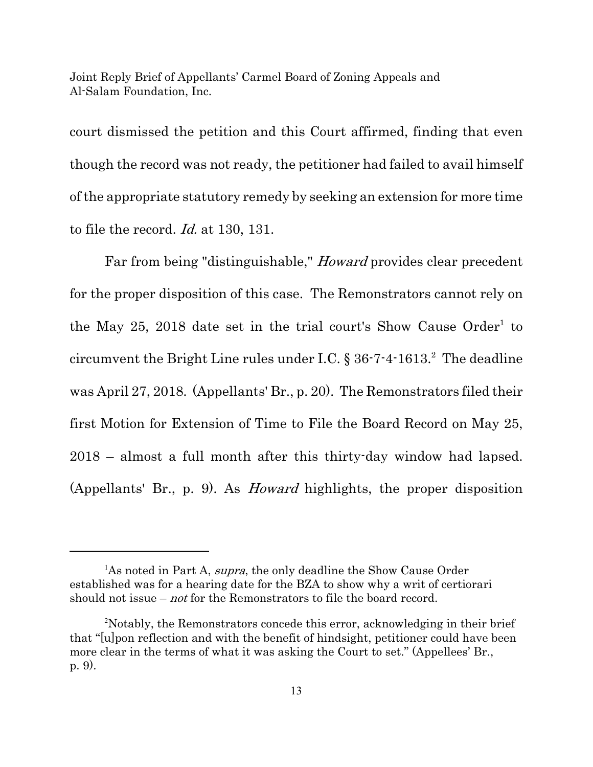court dismissed the petition and this Court affirmed, finding that even though the record was not ready, the petitioner had failed to avail himself of the appropriate statutory remedy by seeking an extension for more time to file the record. *Id.* at 130, 131.

Far from being "distinguishable," *Howard* provides clear precedent for the proper disposition of this case. The Remonstrators cannot rely on the May 25, 2018 date set in the trial court's Show Cause Order[1] to circumvent the Bright Line rules under I.C. § 36-7-4-1613.[2] The deadline was April 27, 2018. (Appellants' Br., p. 20). The Remonstrators filed their first Motion for Extension of Time to File the Board Record on May 25, 2018 – almost a full month after this thirty-day window had lapsed. (Appellants' Br., p. 9). As *Howard* highlights, the proper disposition

---

[1] As noted in Part A, *supra*, the only deadline the Show Cause Order established was for a hearing date for the BZA to show why a writ of certiorari should not issue – *not* for the Remonstrators to file the board record.

[2] Notably, the Remonstrators concede this error, acknowledging in their brief that "[u]pon reflection and with the benefit of hindsight, petitioner could have been more clear in the terms of what it was asking the Court to set." (Appellees' Br., p. 9).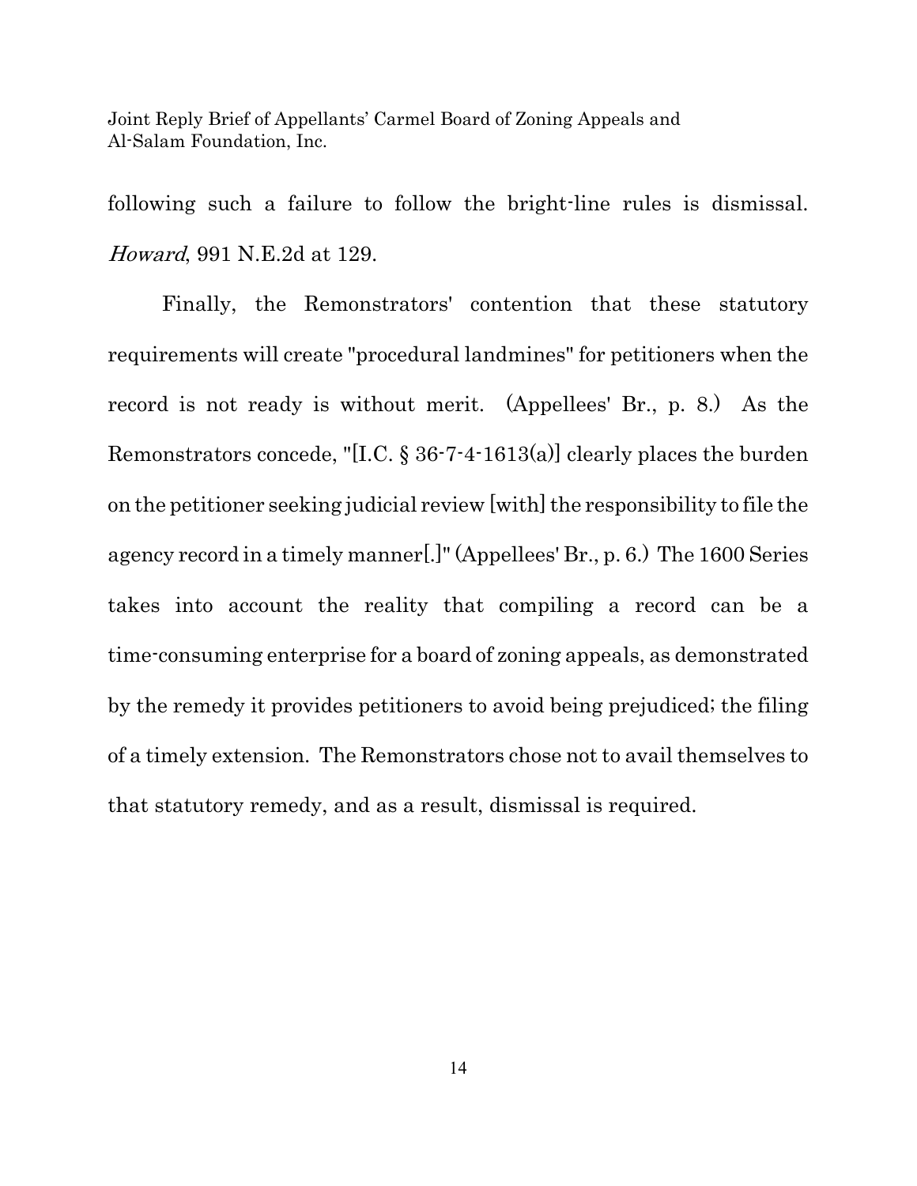following such a failure to follow the bright-line rules is dismissal. *Howard*, 991 N.E.2d at 129.

Finally, the Remonstrators' contention that these statutory requirements will create "procedural landmines" for petitioners when the record is not ready is without merit. (Appellees' Br., p. 8.) As the Remonstrators concede, "[I.C. § 36-7-4-1613(a)] clearly places the burden on the petitioner seeking judicial review [with] the responsibility to file the agency record in a timely manner[.]" (Appellees' Br., p. 6.) The 1600 Series takes into account the reality that compiling a record can be a time-consuming enterprise for a board of zoning appeals, as demonstrated by the remedy it provides petitioners to avoid being prejudiced; the filing of a timely extension. The Remonstrators chose not to avail themselves to that statutory remedy, and as a result, dismissal is required.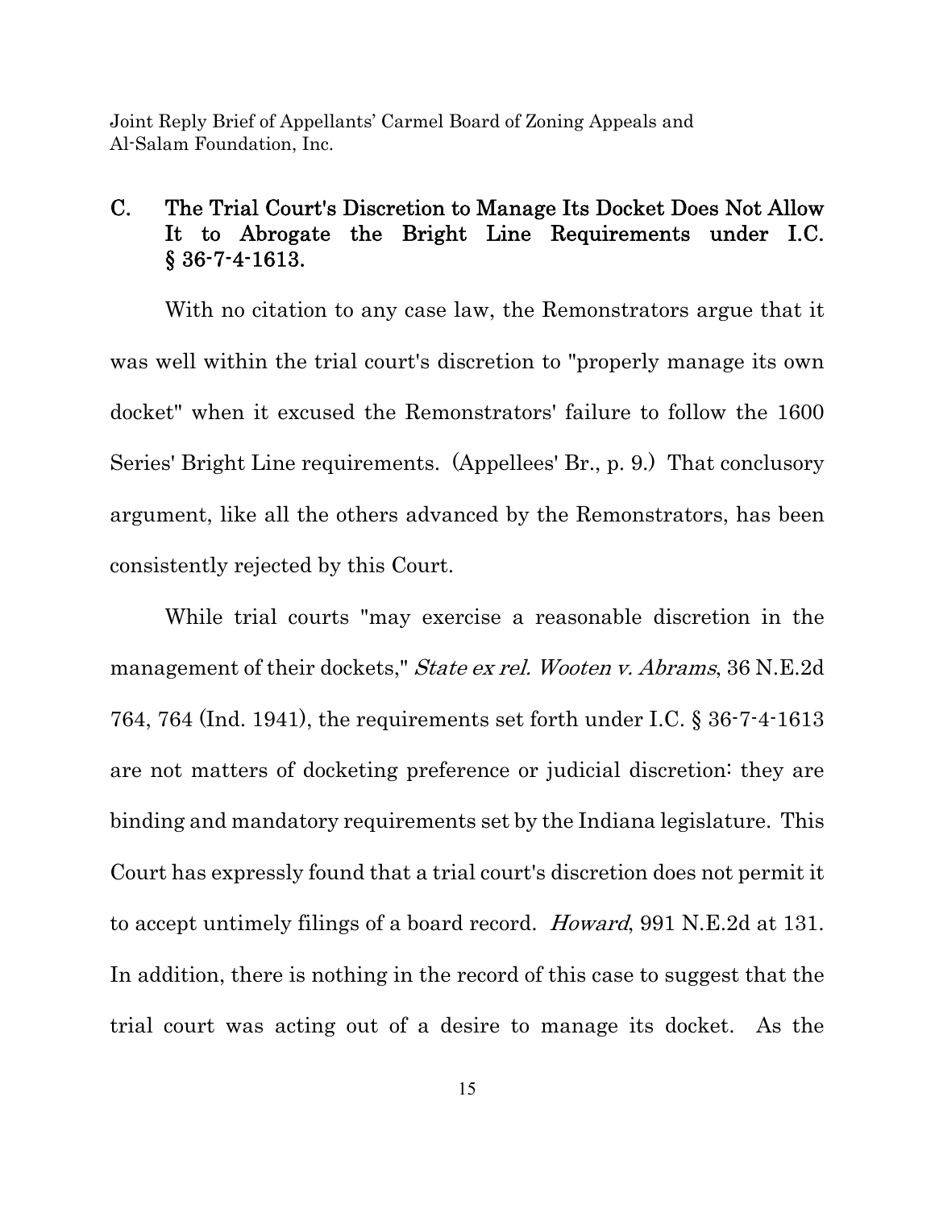## C. The Trial Court's Discretion to Manage Its Docket Does Not Allow It to Abrogate the Bright Line Requirements under I.C. § 36-7-4-1613.

With no citation to any case law, the Remonstrators argue that it was well within the trial court's discretion to "properly manage its own docket" when it excused the Remonstrators' failure to follow the 1600 Series' Bright Line requirements. (Appellees' Br., p. 9.) That conclusory argument, like all the others advanced by the Remonstrators, has been consistently rejected by this Court.

While trial courts "may exercise a reasonable discretion in the management of their dockets," *State ex rel. Wooten v. Abrams*, 36 N.E.2d 764, 764 (Ind. 1941), the requirements set forth under I.C. § 36-7-4-1613 are not matters of docketing preference or judicial discretion: they are binding and mandatory requirements set by the Indiana legislature. This Court has expressly found that a trial court's discretion does not permit it to accept untimely filings of a board record. *Howard*, 991 N.E.2d at 131. In addition, there is nothing in the record of this case to suggest that the trial court was acting out of a desire to manage its docket. As the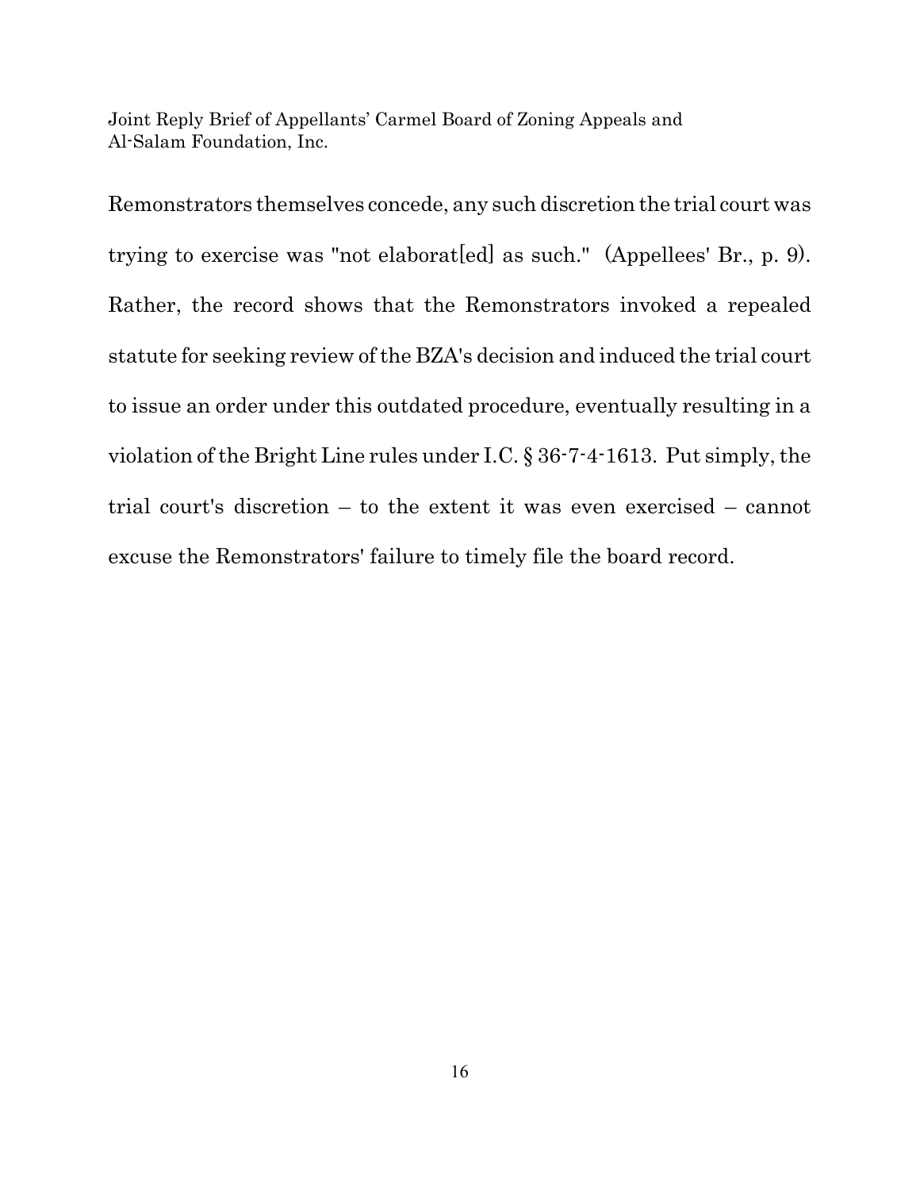Remonstrators themselves concede, any such discretion the trial court was trying to exercise was "not elaborat[ed] as such." (Appellees' Br., p. 9). Rather, the record shows that the Remonstrators invoked a repealed statute for seeking review of the BZA's decision and induced the trial court to issue an order under this outdated procedure, eventually resulting in a violation of the Bright Line rules under I.C. § 36-7-4-1613. Put simply, the trial court's discretion – to the extent it was even exercised – cannot excuse the Remonstrators' failure to timely file the board record.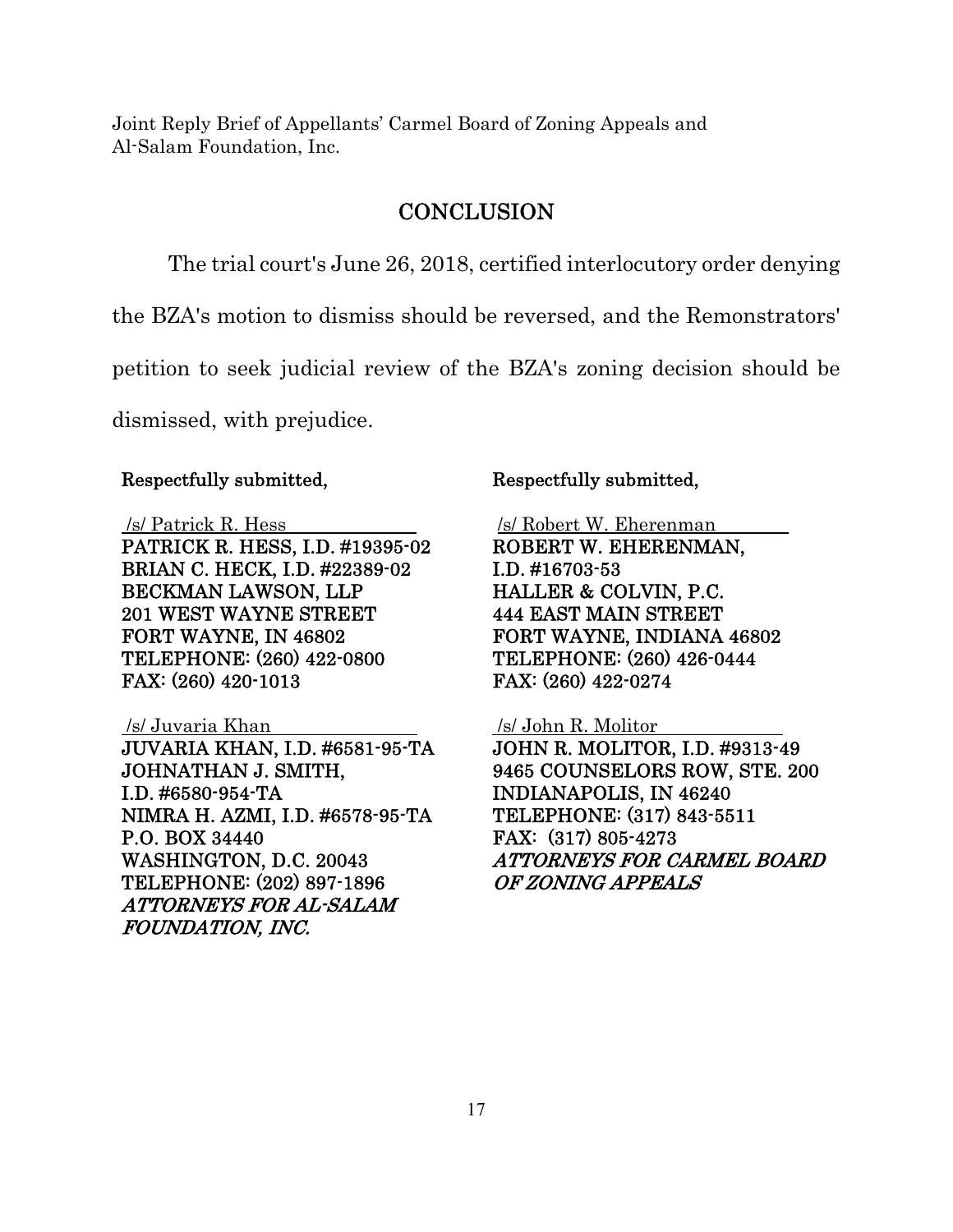Joint Reply Brief of Appellants' Carmel Board of Zoning Appeals and Al-Salam Foundation, Inc.

## CONCLUSION

The trial court's June 26, 2018, certified interlocutory order denying the BZA's motion to dismiss should be reversed, and the Remonstrators' petition to seek judicial review of the BZA's zoning decision should be dismissed, with prejudice.

**Respectfully submitted,**

/s/ Patrick R. Hess
**PATRICK R. HESS, I.D. #19395-02**
**BRIAN C. HECK, I.D. #22389-02**
**BECKMAN LAWSON, LLP**
**201 WEST WAYNE STREET**
**FORT WAYNE, IN 46802**
**TELEPHONE: (260) 422-0800**
**FAX: (260) 420-1013**

/s/ Juvaria Khan
**JUVARIA KHAN, I.D. #6581-95-TA**
**JOHNATHAN J. SMITH,**
**I.D. #6580-954-TA**
**NIMRA H. AZMI, I.D. #6578-95-TA**
**P.O. BOX 34440**
**WASHINGTON, D.C. 20043**
**TELEPHONE: (202) 897-1896**
***ATTORNEYS FOR AL-SALAM FOUNDATION, INC.***

**Respectfully submitted,**

/s/ Robert W. Eherenman
**ROBERT W. EHERENMAN,**
**I.D. #16703-53**
**HALLER & COLVIN, P.C.**
**444 EAST MAIN STREET**
**FORT WAYNE, INDIANA 46802**
**TELEPHONE: (260) 426-0444**
**FAX: (260) 422-0274**

/s/ John R. Molitor
**JOHN R. MOLITOR, I.D. #9313-49**
**9465 COUNSELORS ROW, STE. 200**
**INDIANAPOLIS, IN 46240**
**TELEPHONE: (317) 843-5511**
**FAX: (317) 805-4273**
***ATTORNEYS FOR CARMEL BOARD OF ZONING APPEALS***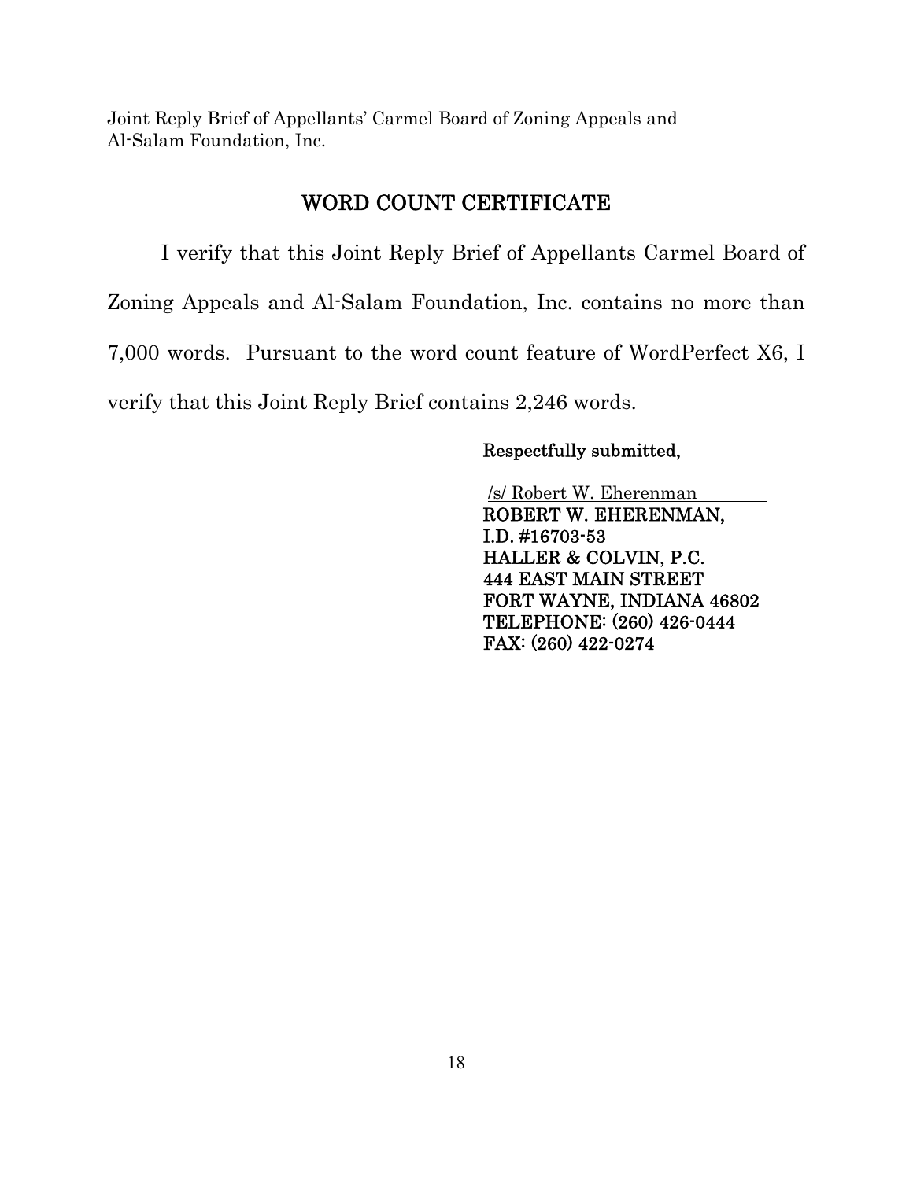## WORD COUNT CERTIFICATE

I verify that this Joint Reply Brief of Appellants Carmel Board of Zoning Appeals and Al-Salam Foundation, Inc. contains no more than 7,000 words. Pursuant to the word count feature of WordPerfect X6, I verify that this Joint Reply Brief contains 2,246 words.

Respectfully submitted,

/s/ Robert W. Eherenman
ROBERT W. EHERENMAN,
I.D. #16703-53
HALLER & COLVIN, P.C.
444 EAST MAIN STREET
FORT WAYNE, INDIANA 46802
TELEPHONE: (260) 426-0444
FAX: (260) 422-0274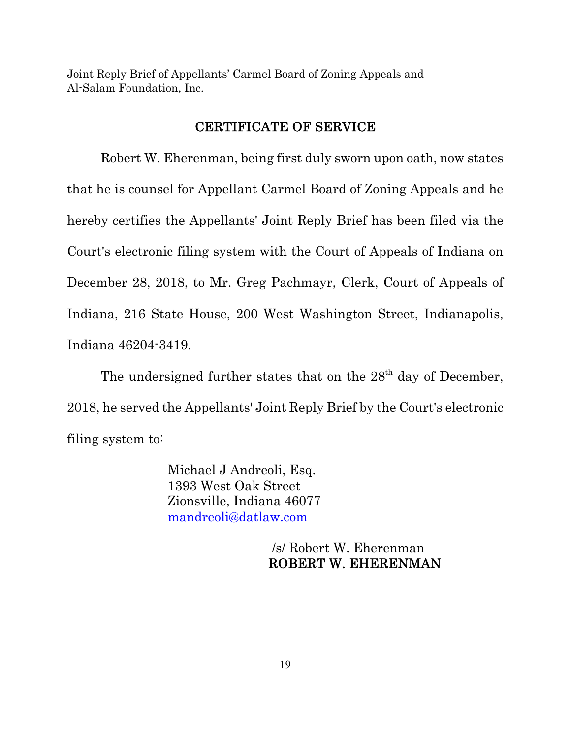## CERTIFICATE OF SERVICE

Robert W. Eherenman, being first duly sworn upon oath, now states that he is counsel for Appellant Carmel Board of Zoning Appeals and he hereby certifies the Appellants' Joint Reply Brief has been filed via the Court's electronic filing system with the Court of Appeals of Indiana on December 28, 2018, to Mr. Greg Pachmayr, Clerk, Court of Appeals of Indiana, 216 State House, 200 West Washington Street, Indianapolis, Indiana 46204-3419.

The undersigned further states that on the 28th day of December, 2018, he served the Appellants' Joint Reply Brief by the Court's electronic filing system to:

Michael J Andreoli, Esq.
1393 West Oak Street
Zionsville, Indiana 46077
mandreoli@datlaw.com

/s/ Robert W. Eherenman
**ROBERT W. EHERENMAN**